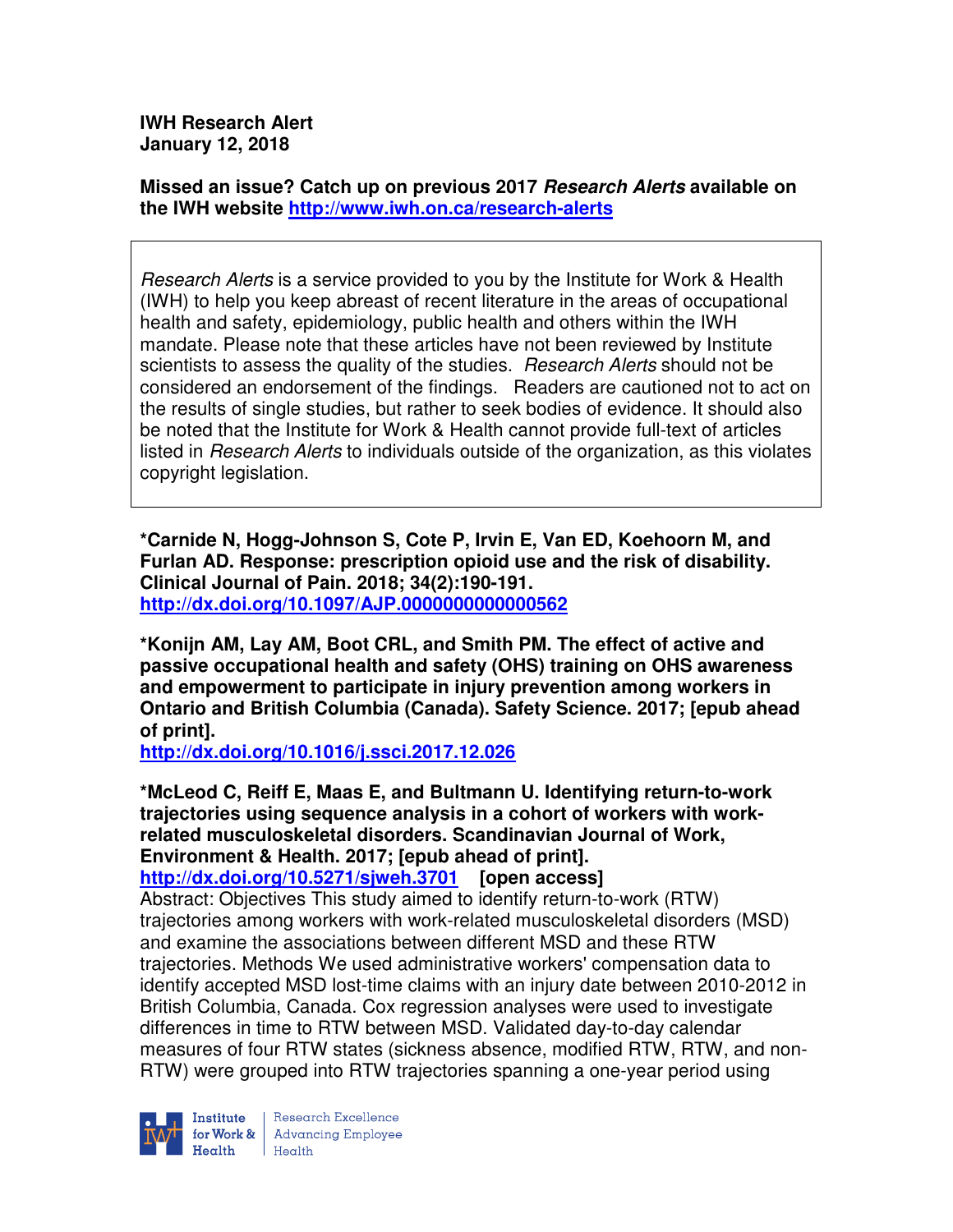**IWH Research Alert**
**January 12, 2018**

**Missed an issue? Catch up on previous 2017 *Research Alerts* available on the IWH website [http://www.iwh.on.ca/research-alerts](http://www.iwh.on.ca/research-alerts)**

> *Research Alerts* is a service provided to you by the Institute for Work & Health (IWH) to help you keep abreast of recent literature in the areas of occupational health and safety, epidemiology, public health and others within the IWH mandate. Please note that these articles have not been reviewed by Institute scientists to assess the quality of the studies. *Research Alerts* should not be considered an endorsement of the findings. Readers are cautioned not to act on the results of single studies, but rather to seek bodies of evidence. It should also be noted that the Institute for Work & Health cannot provide full-text of articles listed in *Research Alerts* to individuals outside of the organization, as this violates copyright legislation.

**\*Carnide N, Hogg-Johnson S, Cote P, Irvin E, Van ED, Koehoorn M, and Furlan AD. Response: prescription opioid use and the risk of disability. Clinical Journal of Pain. 2018; 34(2):190-191.**
[http://dx.doi.org/10.1097/AJP.0000000000000562](http://dx.doi.org/10.1097/AJP.0000000000000562)

**\*Konijn AM, Lay AM, Boot CRL, and Smith PM. The effect of active and passive occupational health and safety (OHS) training on OHS awareness and empowerment to participate in injury prevention among workers in Ontario and British Columbia (Canada). Safety Science. 2017; [epub ahead of print].**
[http://dx.doi.org/10.1016/j.ssci.2017.12.026](http://dx.doi.org/10.1016/j.ssci.2017.12.026)

**\*McLeod C, Reiff E, Maas E, and Bultmann U. Identifying return-to-work trajectories using sequence analysis in a cohort of workers with work-related musculoskeletal disorders. Scandinavian Journal of Work, Environment & Health. 2017; [epub ahead of print].**
[http://dx.doi.org/10.5271/sjweh.3701](http://dx.doi.org/10.5271/sjweh.3701) **[open access]**
Abstract: Objectives This study aimed to identify return-to-work (RTW) trajectories among workers with work-related musculoskeletal disorders (MSD) and examine the associations between different MSD and these RTW trajectories. Methods We used administrative workers' compensation data to identify accepted MSD lost-time claims with an injury date between 2010-2012 in British Columbia, Canada. Cox regression analyses were used to investigate differences in time to RTW between MSD. Validated day-to-day calendar measures of four RTW states (sickness absence, modified RTW, RTW, and non-RTW) were grouped into RTW trajectories spanning a one-year period using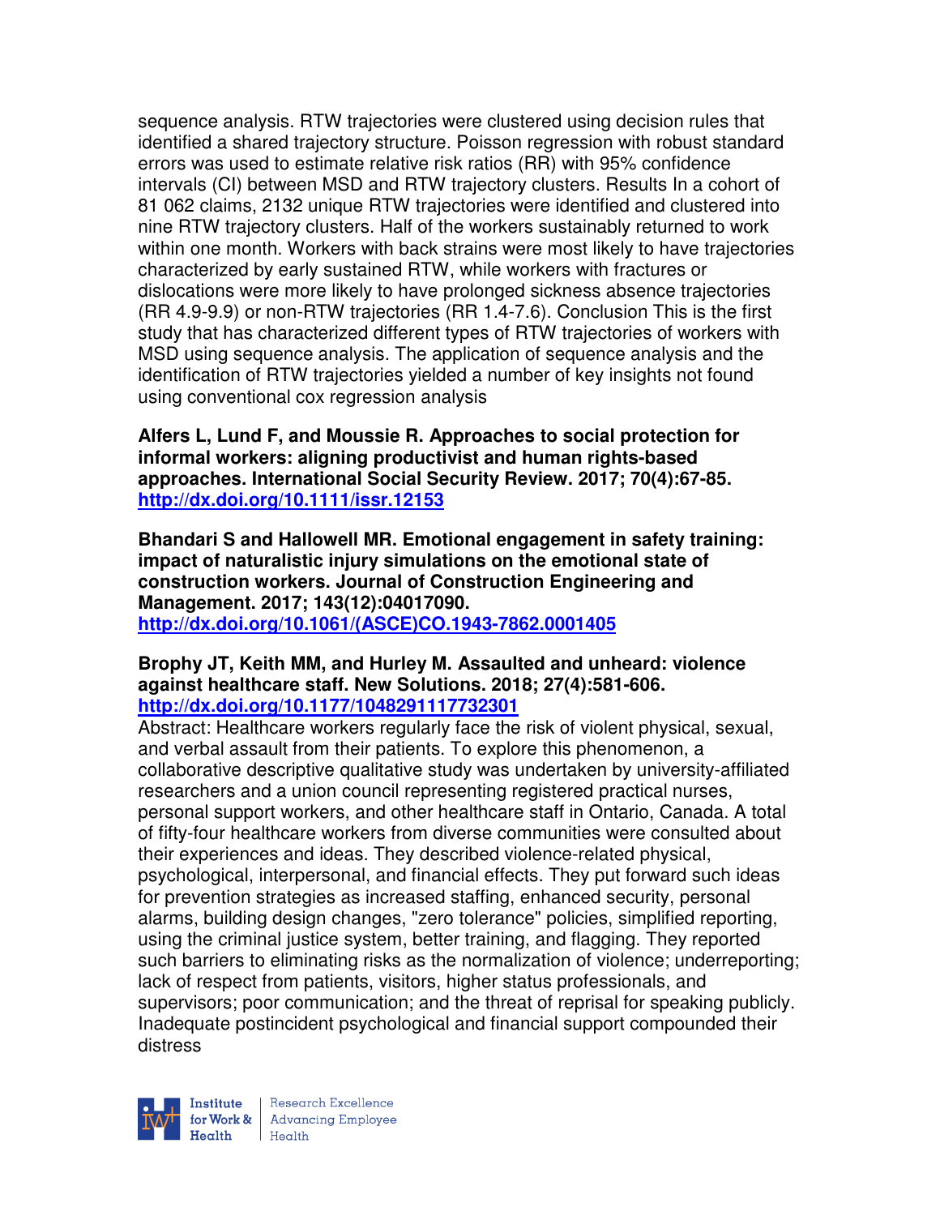sequence analysis. RTW trajectories were clustered using decision rules that identified a shared trajectory structure. Poisson regression with robust standard errors was used to estimate relative risk ratios (RR) with 95% confidence intervals (CI) between MSD and RTW trajectory clusters. Results In a cohort of 81 062 claims, 2132 unique RTW trajectories were identified and clustered into nine RTW trajectory clusters. Half of the workers sustainably returned to work within one month. Workers with back strains were most likely to have trajectories characterized by early sustained RTW, while workers with fractures or dislocations were more likely to have prolonged sickness absence trajectories (RR 4.9-9.9) or non-RTW trajectories (RR 1.4-7.6). Conclusion This is the first study that has characterized different types of RTW trajectories of workers with MSD using sequence analysis. The application of sequence analysis and the identification of RTW trajectories yielded a number of key insights not found using conventional cox regression analysis

**Alfers L, Lund F, and Moussie R. Approaches to social protection for informal workers: aligning productivist and human rights-based approaches. International Social Security Review. 2017; 70(4):67-85. http://dx.doi.org/10.1111/issr.12153**

**Bhandari S and Hallowell MR. Emotional engagement in safety training: impact of naturalistic injury simulations on the emotional state of construction workers. Journal of Construction Engineering and Management. 2017; 143(12):04017090. http://dx.doi.org/10.1061/(ASCE)CO.1943-7862.0001405**

**Brophy JT, Keith MM, and Hurley M. Assaulted and unheard: violence against healthcare staff. New Solutions. 2018; 27(4):581-606. http://dx.doi.org/10.1177/1048291117732301**

Abstract: Healthcare workers regularly face the risk of violent physical, sexual, and verbal assault from their patients. To explore this phenomenon, a collaborative descriptive qualitative study was undertaken by university-affiliated researchers and a union council representing registered practical nurses, personal support workers, and other healthcare staff in Ontario, Canada. A total of fifty-four healthcare workers from diverse communities were consulted about their experiences and ideas. They described violence-related physical, psychological, interpersonal, and financial effects. They put forward such ideas for prevention strategies as increased staffing, enhanced security, personal alarms, building design changes, "zero tolerance" policies, simplified reporting, using the criminal justice system, better training, and flagging. They reported such barriers to eliminating risks as the normalization of violence; underreporting; lack of respect from patients, visitors, higher status professionals, and supervisors; poor communication; and the threat of reprisal for speaking publicly. Inadequate postincident psychological and financial support compounded their distress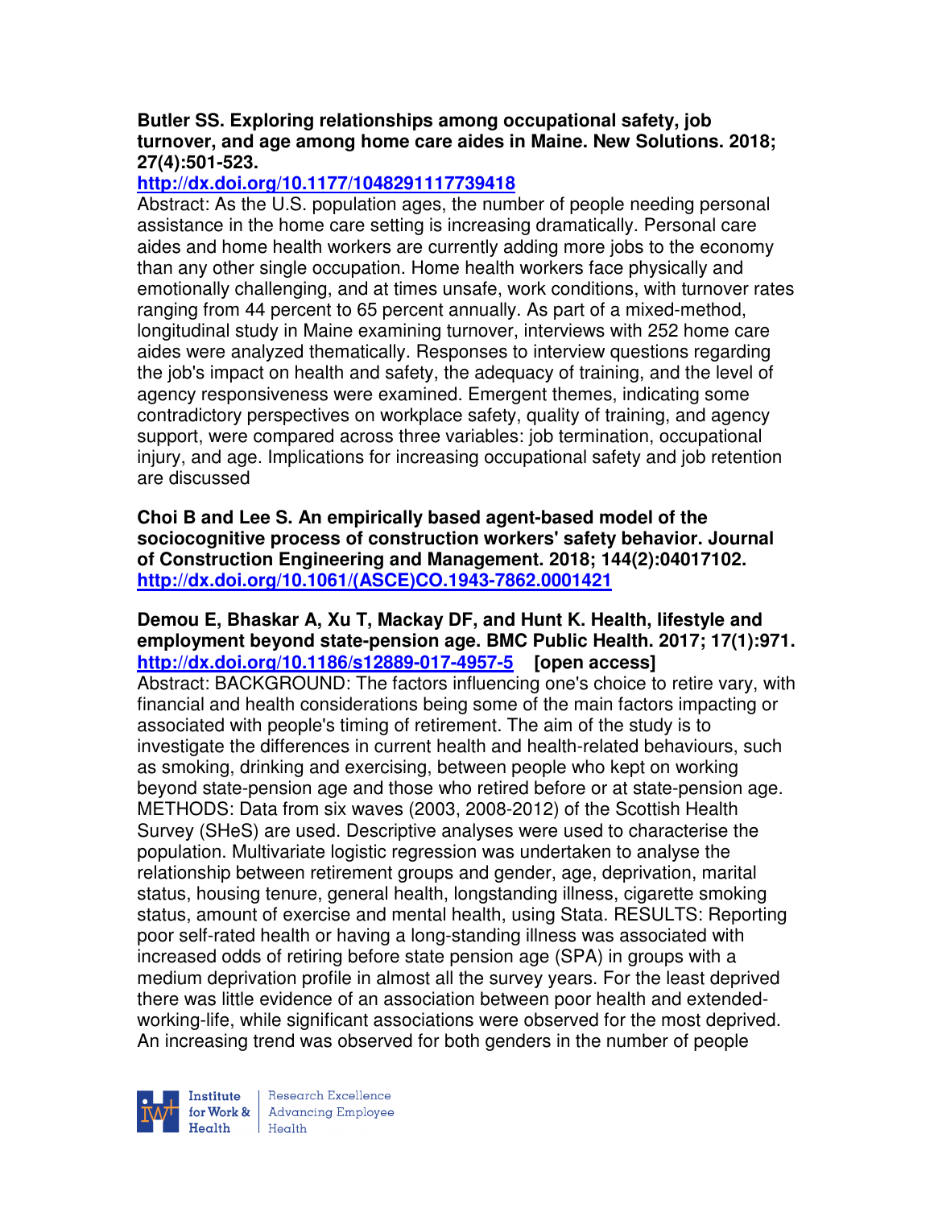**Butler SS. Exploring relationships among occupational safety, job turnover, and age among home care aides in Maine. New Solutions. 2018; 27(4):501-523.**
**http://dx.doi.org/10.1177/1048291117739418**
Abstract: As the U.S. population ages, the number of people needing personal assistance in the home care setting is increasing dramatically. Personal care aides and home health workers are currently adding more jobs to the economy than any other single occupation. Home health workers face physically and emotionally challenging, and at times unsafe, work conditions, with turnover rates ranging from 44 percent to 65 percent annually. As part of a mixed-method, longitudinal study in Maine examining turnover, interviews with 252 home care aides were analyzed thematically. Responses to interview questions regarding the job's impact on health and safety, the adequacy of training, and the level of agency responsiveness were examined. Emergent themes, indicating some contradictory perspectives on workplace safety, quality of training, and agency support, were compared across three variables: job termination, occupational injury, and age. Implications for increasing occupational safety and job retention are discussed

**Choi B and Lee S. An empirically based agent-based model of the sociocognitive process of construction workers' safety behavior. Journal of Construction Engineering and Management. 2018; 144(2):04017102.**
**http://dx.doi.org/10.1061/(ASCE)CO.1943-7862.0001421**

**Demou E, Bhaskar A, Xu T, Mackay DF, and Hunt K. Health, lifestyle and employment beyond state-pension age. BMC Public Health. 2017; 17(1):971.**
**http://dx.doi.org/10.1186/s12889-017-4957-5 [open access]**
Abstract: BACKGROUND: The factors influencing one's choice to retire vary, with financial and health considerations being some of the main factors impacting or associated with people's timing of retirement. The aim of the study is to investigate the differences in current health and health-related behaviours, such as smoking, drinking and exercising, between people who kept on working beyond state-pension age and those who retired before or at state-pension age. METHODS: Data from six waves (2003, 2008-2012) of the Scottish Health Survey (SHeS) are used. Descriptive analyses were used to characterise the population. Multivariate logistic regression was undertaken to analyse the relationship between retirement groups and gender, age, deprivation, marital status, housing tenure, general health, longstanding illness, cigarette smoking status, amount of exercise and mental health, using Stata. RESULTS: Reporting poor self-rated health or having a long-standing illness was associated with increased odds of retiring before state pension age (SPA) in groups with a medium deprivation profile in almost all the survey years. For the least deprived there was little evidence of an association between poor health and extended-working-life, while significant associations were observed for the most deprived. An increasing trend was observed for both genders in the number of people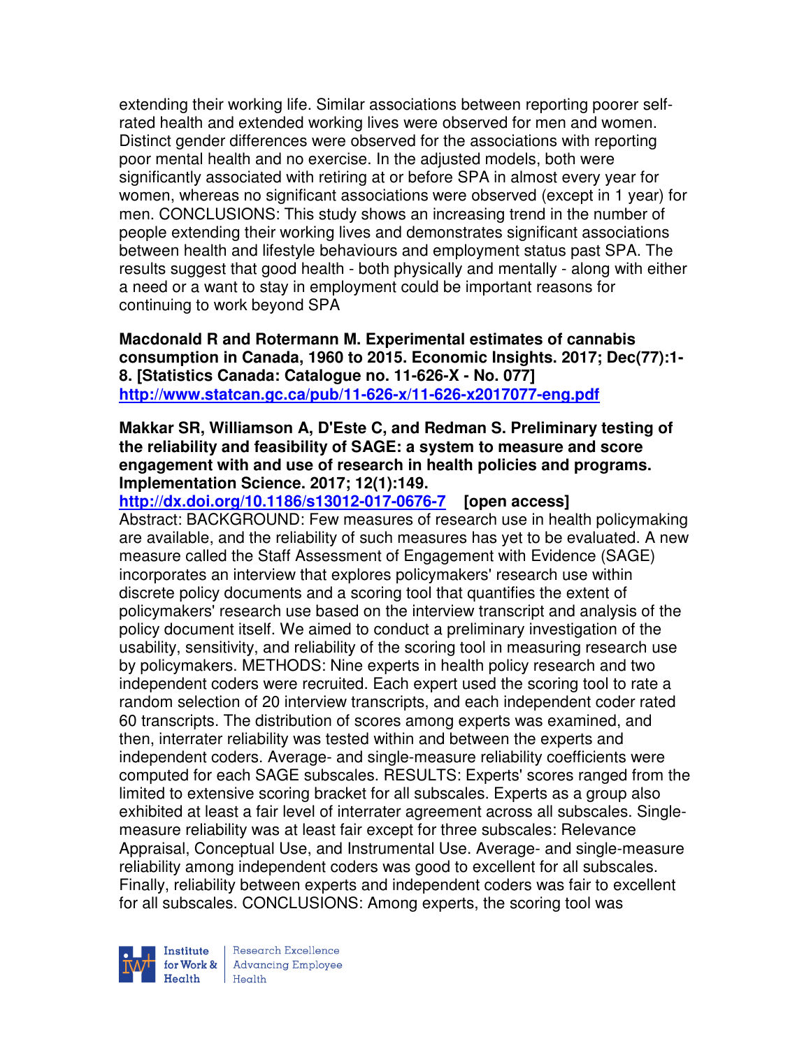extending their working life. Similar associations between reporting poorer self-rated health and extended working lives were observed for men and women. Distinct gender differences were observed for the associations with reporting poor mental health and no exercise. In the adjusted models, both were significantly associated with retiring at or before SPA in almost every year for women, whereas no significant associations were observed (except in 1 year) for men. CONCLUSIONS: This study shows an increasing trend in the number of people extending their working lives and demonstrates significant associations between health and lifestyle behaviours and employment status past SPA. The results suggest that good health - both physically and mentally - along with either a need or a want to stay in employment could be important reasons for continuing to work beyond SPA

**Macdonald R and Rotermann M. Experimental estimates of cannabis consumption in Canada, 1960 to 2015. Economic Insights. 2017; Dec(77):1-8. [Statistics Canada: Catalogue no. 11-626-X - No. 077]**
**http://www.statcan.gc.ca/pub/11-626-x/11-626-x2017077-eng.pdf**

**Makkar SR, Williamson A, D'Este C, and Redman S. Preliminary testing of the reliability and feasibility of SAGE: a system to measure and score engagement with and use of research in health policies and programs. Implementation Science. 2017; 12(1):149.**
**http://dx.doi.org/10.1186/s13012-017-0676-7 [open access]**
Abstract: BACKGROUND: Few measures of research use in health policymaking are available, and the reliability of such measures has yet to be evaluated. A new measure called the Staff Assessment of Engagement with Evidence (SAGE) incorporates an interview that explores policymakers' research use within discrete policy documents and a scoring tool that quantifies the extent of policymakers' research use based on the interview transcript and analysis of the policy document itself. We aimed to conduct a preliminary investigation of the usability, sensitivity, and reliability of the scoring tool in measuring research use by policymakers. METHODS: Nine experts in health policy research and two independent coders were recruited. Each expert used the scoring tool to rate a random selection of 20 interview transcripts, and each independent coder rated 60 transcripts. The distribution of scores among experts was examined, and then, interrater reliability was tested within and between the experts and independent coders. Average- and single-measure reliability coefficients were computed for each SAGE subscales. RESULTS: Experts' scores ranged from the limited to extensive scoring bracket for all subscales. Experts as a group also exhibited at least a fair level of interrater agreement across all subscales. Single-measure reliability was at least fair except for three subscales: Relevance Appraisal, Conceptual Use, and Instrumental Use. Average- and single-measure reliability among independent coders was good to excellent for all subscales. Finally, reliability between experts and independent coders was fair to excellent for all subscales. CONCLUSIONS: Among experts, the scoring tool was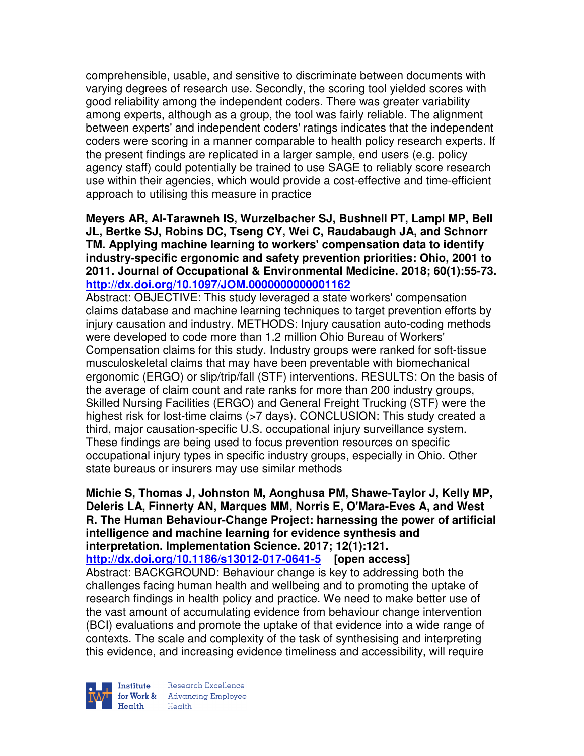comprehensible, usable, and sensitive to discriminate between documents with varying degrees of research use. Secondly, the scoring tool yielded scores with good reliability among the independent coders. There was greater variability among experts, although as a group, the tool was fairly reliable. The alignment between experts' and independent coders' ratings indicates that the independent coders were scoring in a manner comparable to health policy research experts. If the present findings are replicated in a larger sample, end users (e.g. policy agency staff) could potentially be trained to use SAGE to reliably score research use within their agencies, which would provide a cost-effective and time-efficient approach to utilising this measure in practice

**Meyers AR, Al-Tarawneh IS, Wurzelbacher SJ, Bushnell PT, Lampl MP, Bell JL, Bertke SJ, Robins DC, Tseng CY, Wei C, Raudabaugh JA, and Schnorr TM. Applying machine learning to workers' compensation data to identify industry-specific ergonomic and safety prevention priorities: Ohio, 2001 to 2011. Journal of Occupational & Environmental Medicine. 2018; 60(1):55-73. http://dx.doi.org/10.1097/JOM.0000000000001162**

Abstract: OBJECTIVE: This study leveraged a state workers' compensation claims database and machine learning techniques to target prevention efforts by injury causation and industry. METHODS: Injury causation auto-coding methods were developed to code more than 1.2 million Ohio Bureau of Workers' Compensation claims for this study. Industry groups were ranked for soft-tissue musculoskeletal claims that may have been preventable with biomechanical ergonomic (ERGO) or slip/trip/fall (STF) interventions. RESULTS: On the basis of the average of claim count and rate ranks for more than 200 industry groups, Skilled Nursing Facilities (ERGO) and General Freight Trucking (STF) were the highest risk for lost-time claims (>7 days). CONCLUSION: This study created a third, major causation-specific U.S. occupational injury surveillance system. These findings are being used to focus prevention resources on specific occupational injury types in specific industry groups, especially in Ohio. Other state bureaus or insurers may use similar methods

**Michie S, Thomas J, Johnston M, Aonghusa PM, Shawe-Taylor J, Kelly MP, Deleris LA, Finnerty AN, Marques MM, Norris E, O'Mara-Eves A, and West R. The Human Behaviour-Change Project: harnessing the power of artificial intelligence and machine learning for evidence synthesis and interpretation. Implementation Science. 2017; 12(1):121. http://dx.doi.org/10.1186/s13012-017-0641-5 [open access]**

Abstract: BACKGROUND: Behaviour change is key to addressing both the challenges facing human health and wellbeing and to promoting the uptake of research findings in health policy and practice. We need to make better use of the vast amount of accumulating evidence from behaviour change intervention (BCI) evaluations and promote the uptake of that evidence into a wide range of contexts. The scale and complexity of the task of synthesising and interpreting this evidence, and increasing evidence timeliness and accessibility, will require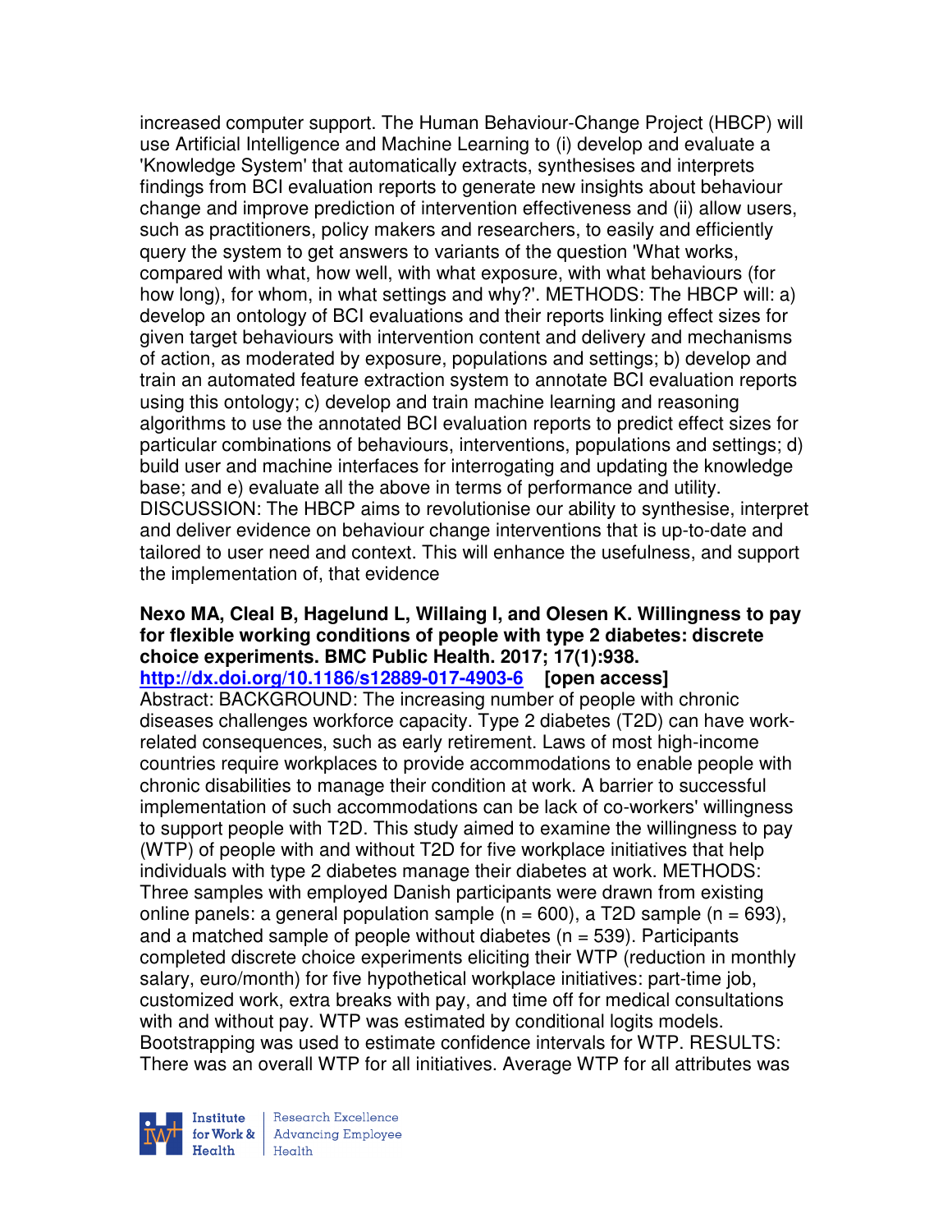increased computer support. The Human Behaviour-Change Project (HBCP) will use Artificial Intelligence and Machine Learning to (i) develop and evaluate a 'Knowledge System' that automatically extracts, synthesises and interprets findings from BCI evaluation reports to generate new insights about behaviour change and improve prediction of intervention effectiveness and (ii) allow users, such as practitioners, policy makers and researchers, to easily and efficiently query the system to get answers to variants of the question 'What works, compared with what, how well, with what exposure, with what behaviours (for how long), for whom, in what settings and why?'. METHODS: The HBCP will: a) develop an ontology of BCI evaluations and their reports linking effect sizes for given target behaviours with intervention content and delivery and mechanisms of action, as moderated by exposure, populations and settings; b) develop and train an automated feature extraction system to annotate BCI evaluation reports using this ontology; c) develop and train machine learning and reasoning algorithms to use the annotated BCI evaluation reports to predict effect sizes for particular combinations of behaviours, interventions, populations and settings; d) build user and machine interfaces for interrogating and updating the knowledge base; and e) evaluate all the above in terms of performance and utility. DISCUSSION: The HBCP aims to revolutionise our ability to synthesise, interpret and deliver evidence on behaviour change interventions that is up-to-date and tailored to user need and context. This will enhance the usefulness, and support the implementation of, that evidence

**Nexo MA, Cleal B, Hagelund L, Willaing I, and Olesen K. Willingness to pay for flexible working conditions of people with type 2 diabetes: discrete choice experiments. BMC Public Health. 2017; 17(1):938.**
**http://dx.doi.org/10.1186/s12889-017-4903-6 [open access]**
Abstract: BACKGROUND: The increasing number of people with chronic diseases challenges workforce capacity. Type 2 diabetes (T2D) can have work-related consequences, such as early retirement. Laws of most high-income countries require workplaces to provide accommodations to enable people with chronic disabilities to manage their condition at work. A barrier to successful implementation of such accommodations can be lack of co-workers' willingness to support people with T2D. This study aimed to examine the willingness to pay (WTP) of people with and without T2D for five workplace initiatives that help individuals with type 2 diabetes manage their diabetes at work. METHODS: Three samples with employed Danish participants were drawn from existing online panels: a general population sample (n = 600), a T2D sample (n = 693), and a matched sample of people without diabetes (n = 539). Participants completed discrete choice experiments eliciting their WTP (reduction in monthly salary, euro/month) for five hypothetical workplace initiatives: part-time job, customized work, extra breaks with pay, and time off for medical consultations with and without pay. WTP was estimated by conditional logits models. Bootstrapping was used to estimate confidence intervals for WTP. RESULTS: There was an overall WTP for all initiatives. Average WTP for all attributes was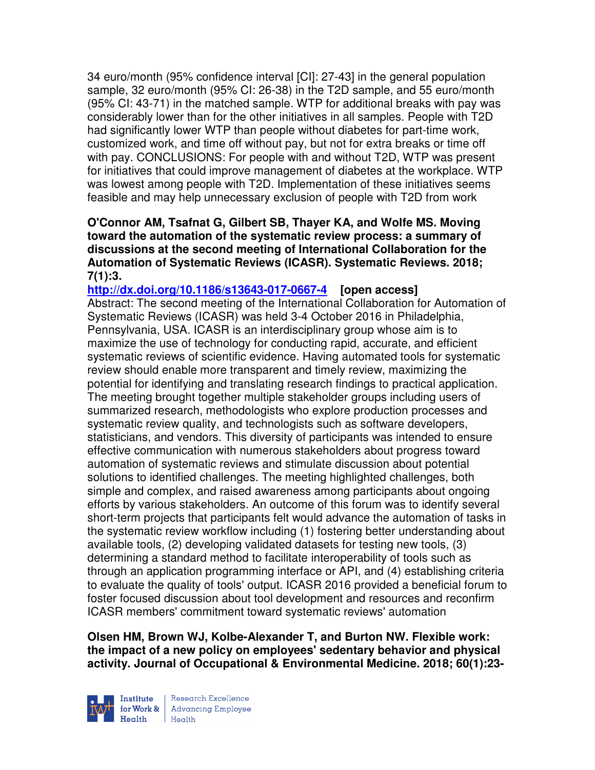34 euro/month (95% confidence interval [CI]: 27-43] in the general population sample, 32 euro/month (95% CI: 26-38) in the T2D sample, and 55 euro/month (95% CI: 43-71) in the matched sample. WTP for additional breaks with pay was considerably lower than for the other initiatives in all samples. People with T2D had significantly lower WTP than people without diabetes for part-time work, customized work, and time off without pay, but not for extra breaks or time off with pay. CONCLUSIONS: For people with and without T2D, WTP was present for initiatives that could improve management of diabetes at the workplace. WTP was lowest among people with T2D. Implementation of these initiatives seems feasible and may help unnecessary exclusion of people with T2D from work

**O'Connor AM, Tsafnat G, Gilbert SB, Thayer KA, and Wolfe MS. Moving toward the automation of the systematic review process: a summary of discussions at the second meeting of International Collaboration for the Automation of Systematic Reviews (ICASR). Systematic Reviews. 2018; 7(1):3.**

**http://dx.doi.org/10.1186/s13643-017-0667-4 [open access]**

Abstract: The second meeting of the International Collaboration for Automation of Systematic Reviews (ICASR) was held 3-4 October 2016 in Philadelphia, Pennsylvania, USA. ICASR is an interdisciplinary group whose aim is to maximize the use of technology for conducting rapid, accurate, and efficient systematic reviews of scientific evidence. Having automated tools for systematic review should enable more transparent and timely review, maximizing the potential for identifying and translating research findings to practical application. The meeting brought together multiple stakeholder groups including users of summarized research, methodologists who explore production processes and systematic review quality, and technologists such as software developers, statisticians, and vendors. This diversity of participants was intended to ensure effective communication with numerous stakeholders about progress toward automation of systematic reviews and stimulate discussion about potential solutions to identified challenges. The meeting highlighted challenges, both simple and complex, and raised awareness among participants about ongoing efforts by various stakeholders. An outcome of this forum was to identify several short-term projects that participants felt would advance the automation of tasks in the systematic review workflow including (1) fostering better understanding about available tools, (2) developing validated datasets for testing new tools, (3) determining a standard method to facilitate interoperability of tools such as through an application programming interface or API, and (4) establishing criteria to evaluate the quality of tools' output. ICASR 2016 provided a beneficial forum to foster focused discussion about tool development and resources and reconfirm ICASR members' commitment toward systematic reviews' automation

**Olsen HM, Brown WJ, Kolbe-Alexander T, and Burton NW. Flexible work: the impact of a new policy on employees' sedentary behavior and physical activity. Journal of Occupational & Environmental Medicine. 2018; 60(1):23-**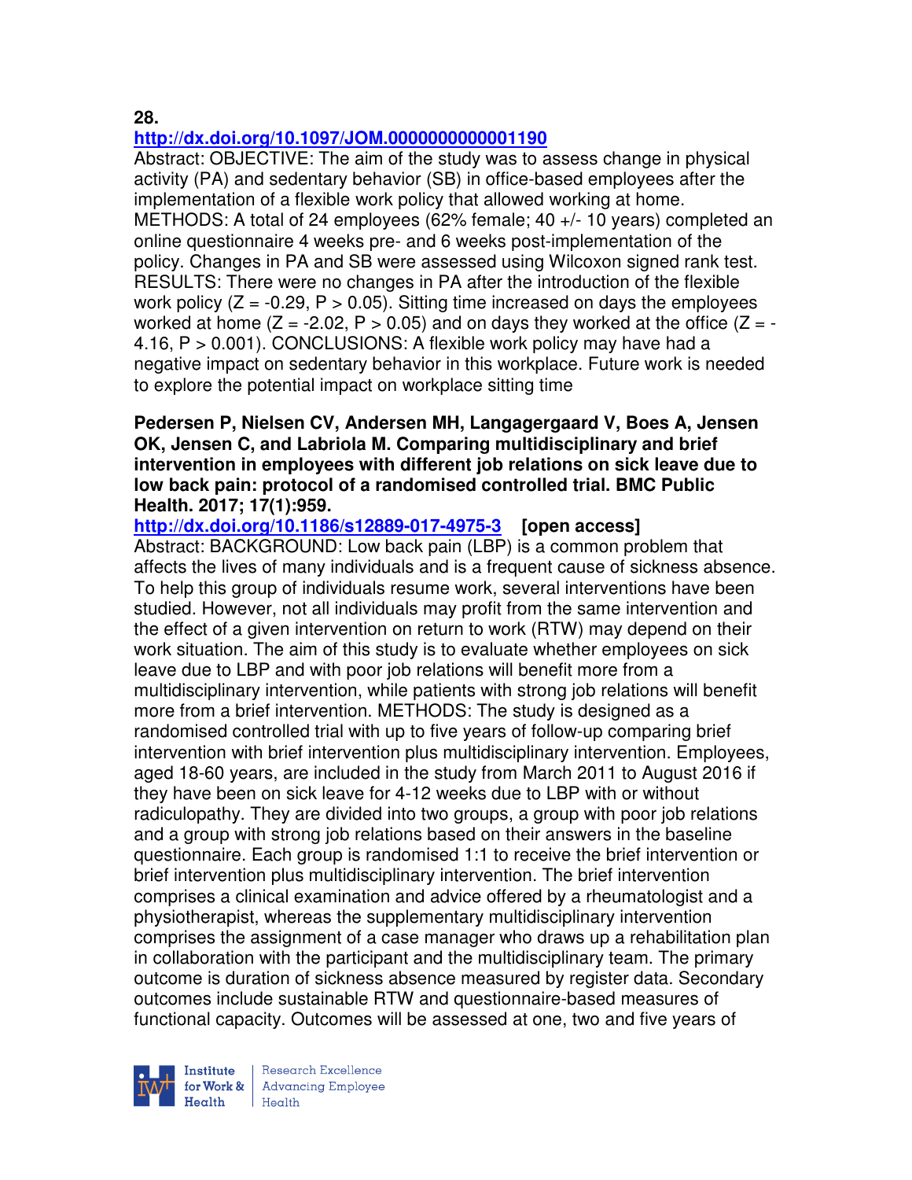**28.**
**http://dx.doi.org/10.1097/JOM.0000000000001190**
Abstract: OBJECTIVE: The aim of the study was to assess change in physical activity (PA) and sedentary behavior (SB) in office-based employees after the implementation of a flexible work policy that allowed working at home. METHODS: A total of 24 employees (62% female; 40 +/- 10 years) completed an online questionnaire 4 weeks pre- and 6 weeks post-implementation of the policy. Changes in PA and SB were assessed using Wilcoxon signed rank test. RESULTS: There were no changes in PA after the introduction of the flexible work policy ($Z = -0.29$, $P > 0.05$). Sitting time increased on days the employees worked at home ($Z = -2.02$, $P > 0.05$) and on days they worked at the office ($Z = -4.16$, $P > 0.001$). CONCLUSIONS: A flexible work policy may have had a negative impact on sedentary behavior in this workplace. Future work is needed to explore the potential impact on workplace sitting time

**Pedersen P, Nielsen CV, Andersen MH, Langagergaard V, Boes A, Jensen OK, Jensen C, and Labriola M. Comparing multidisciplinary and brief intervention in employees with different job relations on sick leave due to low back pain: protocol of a randomised controlled trial. BMC Public Health. 2017; 17(1):959.**
**http://dx.doi.org/10.1186/s12889-017-4975-3 [open access]**
Abstract: BACKGROUND: Low back pain (LBP) is a common problem that affects the lives of many individuals and is a frequent cause of sickness absence. To help this group of individuals resume work, several interventions have been studied. However, not all individuals may profit from the same intervention and the effect of a given intervention on return to work (RTW) may depend on their work situation. The aim of this study is to evaluate whether employees on sick leave due to LBP and with poor job relations will benefit more from a multidisciplinary intervention, while patients with strong job relations will benefit more from a brief intervention. METHODS: The study is designed as a randomised controlled trial with up to five years of follow-up comparing brief intervention with brief intervention plus multidisciplinary intervention. Employees, aged 18-60 years, are included in the study from March 2011 to August 2016 if they have been on sick leave for 4-12 weeks due to LBP with or without radiculopathy. They are divided into two groups, a group with poor job relations and a group with strong job relations based on their answers in the baseline questionnaire. Each group is randomised 1:1 to receive the brief intervention or brief intervention plus multidisciplinary intervention. The brief intervention comprises a clinical examination and advice offered by a rheumatologist and a physiotherapist, whereas the supplementary multidisciplinary intervention comprises the assignment of a case manager who draws up a rehabilitation plan in collaboration with the participant and the multidisciplinary team. The primary outcome is duration of sickness absence measured by register data. Secondary outcomes include sustainable RTW and questionnaire-based measures of functional capacity. Outcomes will be assessed at one, two and five years of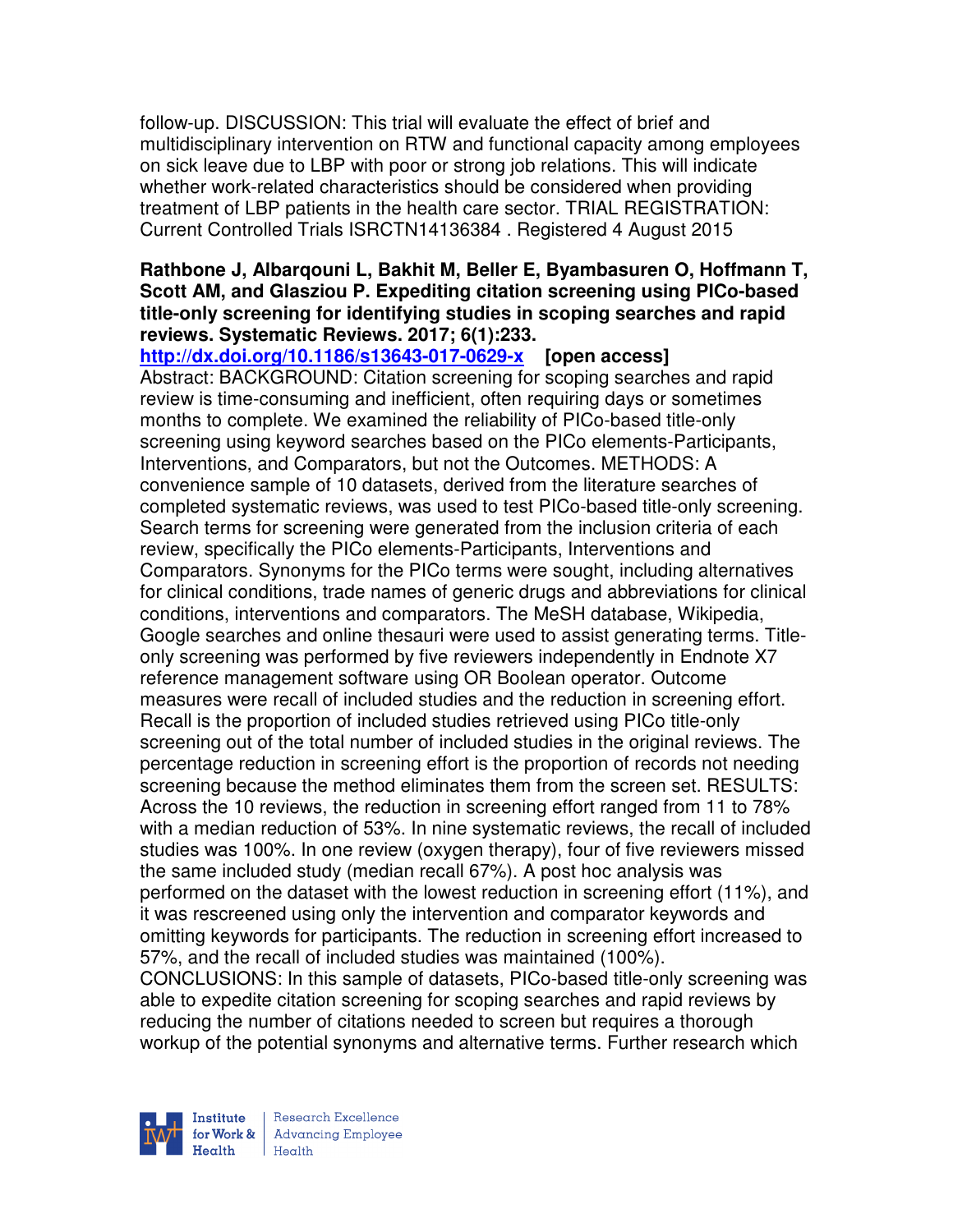follow-up. DISCUSSION: This trial will evaluate the effect of brief and multidisciplinary intervention on RTW and functional capacity among employees on sick leave due to LBP with poor or strong job relations. This will indicate whether work-related characteristics should be considered when providing treatment of LBP patients in the health care sector. TRIAL REGISTRATION: Current Controlled Trials ISRCTN14136384 . Registered 4 August 2015

**Rathbone J, Albarqouni L, Bakhit M, Beller E, Byambasuren O, Hoffmann T, Scott AM, and Glasziou P. Expediting citation screening using PICo-based title-only screening for identifying studies in scoping searches and rapid reviews. Systematic Reviews. 2017; 6(1):233.**
**http://dx.doi.org/10.1186/s13643-017-0629-x** **[open access]**
Abstract: BACKGROUND: Citation screening for scoping searches and rapid review is time-consuming and inefficient, often requiring days or sometimes months to complete. We examined the reliability of PICo-based title-only screening using keyword searches based on the PICo elements-Participants, Interventions, and Comparators, but not the Outcomes. METHODS: A convenience sample of 10 datasets, derived from the literature searches of completed systematic reviews, was used to test PICo-based title-only screening. Search terms for screening were generated from the inclusion criteria of each review, specifically the PICo elements-Participants, Interventions and Comparators. Synonyms for the PICo terms were sought, including alternatives for clinical conditions, trade names of generic drugs and abbreviations for clinical conditions, interventions and comparators. The MeSH database, Wikipedia, Google searches and online thesauri were used to assist generating terms. Title-only screening was performed by five reviewers independently in Endnote X7 reference management software using OR Boolean operator. Outcome measures were recall of included studies and the reduction in screening effort. Recall is the proportion of included studies retrieved using PICo title-only screening out of the total number of included studies in the original reviews. The percentage reduction in screening effort is the proportion of records not needing screening because the method eliminates them from the screen set. RESULTS: Across the 10 reviews, the reduction in screening effort ranged from 11 to 78% with a median reduction of 53%. In nine systematic reviews, the recall of included studies was 100%. In one review (oxygen therapy), four of five reviewers missed the same included study (median recall 67%). A post hoc analysis was performed on the dataset with the lowest reduction in screening effort (11%), and it was rescreened using only the intervention and comparator keywords and omitting keywords for participants. The reduction in screening effort increased to 57%, and the recall of included studies was maintained (100%). CONCLUSIONS: In this sample of datasets, PICo-based title-only screening was able to expedite citation screening for scoping searches and rapid reviews by reducing the number of citations needed to screen but requires a thorough workup of the potential synonyms and alternative terms. Further research which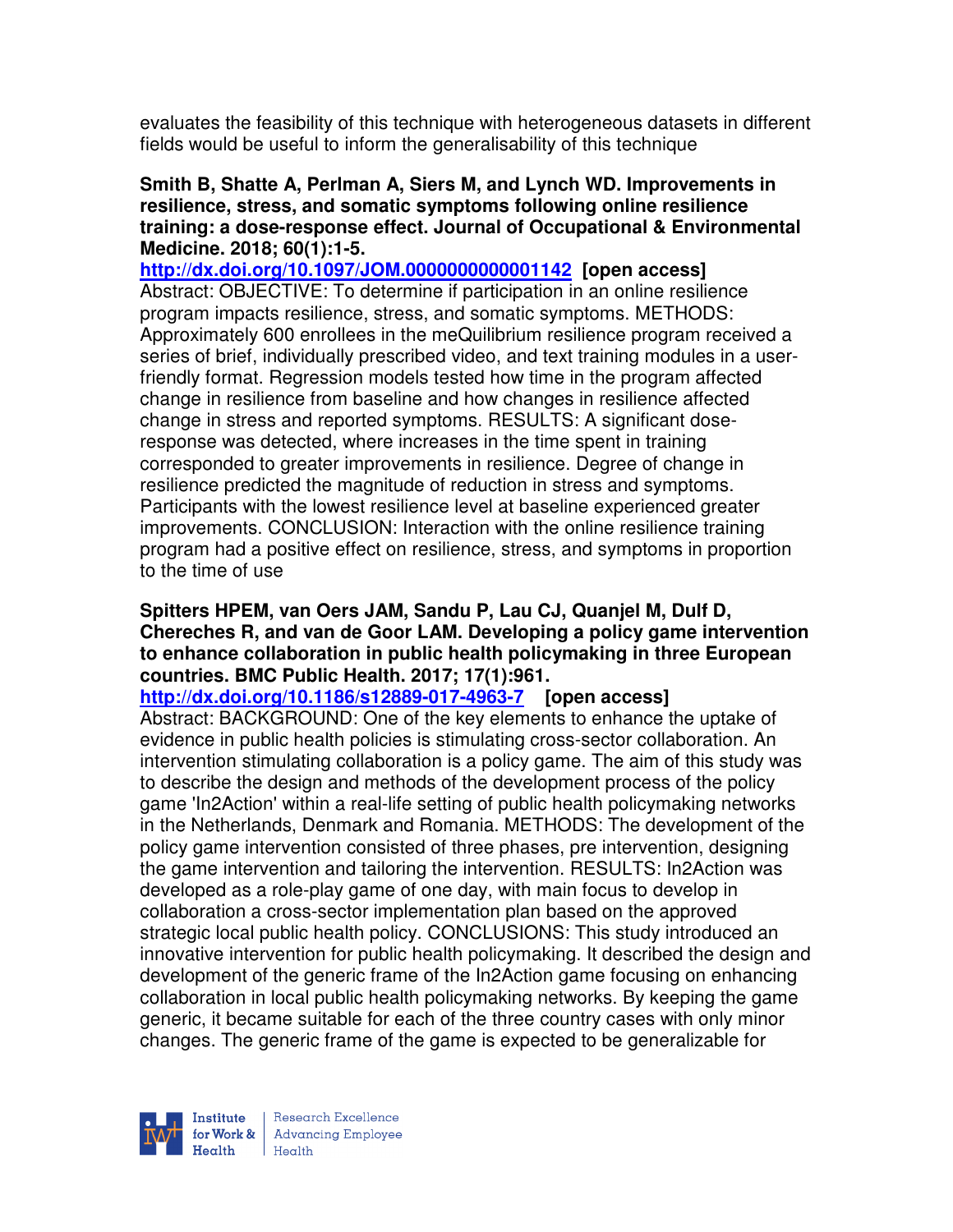evaluates the feasibility of this technique with heterogeneous datasets in different fields would be useful to inform the generalisability of this technique

**Smith B, Shatte A, Perlman A, Siers M, and Lynch WD. Improvements in resilience, stress, and somatic symptoms following online resilience training: a dose-response effect. Journal of Occupational & Environmental Medicine. 2018; 60(1):1-5.**

**http://dx.doi.org/10.1097/JOM.0000000000001142 [open access]**

Abstract: OBJECTIVE: To determine if participation in an online resilience program impacts resilience, stress, and somatic symptoms. METHODS: Approximately 600 enrollees in the meQuilibrium resilience program received a series of brief, individually prescribed video, and text training modules in a user-friendly format. Regression models tested how time in the program affected change in resilience from baseline and how changes in resilience affected change in stress and reported symptoms. RESULTS: A significant dose-response was detected, where increases in the time spent in training corresponded to greater improvements in resilience. Degree of change in resilience predicted the magnitude of reduction in stress and symptoms. Participants with the lowest resilience level at baseline experienced greater improvements. CONCLUSION: Interaction with the online resilience training program had a positive effect on resilience, stress, and symptoms in proportion to the time of use

**Spitters HPEM, van Oers JAM, Sandu P, Lau CJ, Quanjel M, Dulf D, Chereches R, and van de Goor LAM. Developing a policy game intervention to enhance collaboration in public health policymaking in three European countries. BMC Public Health. 2017; 17(1):961.**

**http://dx.doi.org/10.1186/s12889-017-4963-7 [open access]**

Abstract: BACKGROUND: One of the key elements to enhance the uptake of evidence in public health policies is stimulating cross-sector collaboration. An intervention stimulating collaboration is a policy game. The aim of this study was to describe the design and methods of the development process of the policy game 'In2Action' within a real-life setting of public health policymaking networks in the Netherlands, Denmark and Romania. METHODS: The development of the policy game intervention consisted of three phases, pre intervention, designing the game intervention and tailoring the intervention. RESULTS: In2Action was developed as a role-play game of one day, with main focus to develop in collaboration a cross-sector implementation plan based on the approved strategic local public health policy. CONCLUSIONS: This study introduced an innovative intervention for public health policymaking. It described the design and development of the generic frame of the In2Action game focusing on enhancing collaboration in local public health policymaking networks. By keeping the game generic, it became suitable for each of the three country cases with only minor changes. The generic frame of the game is expected to be generalizable for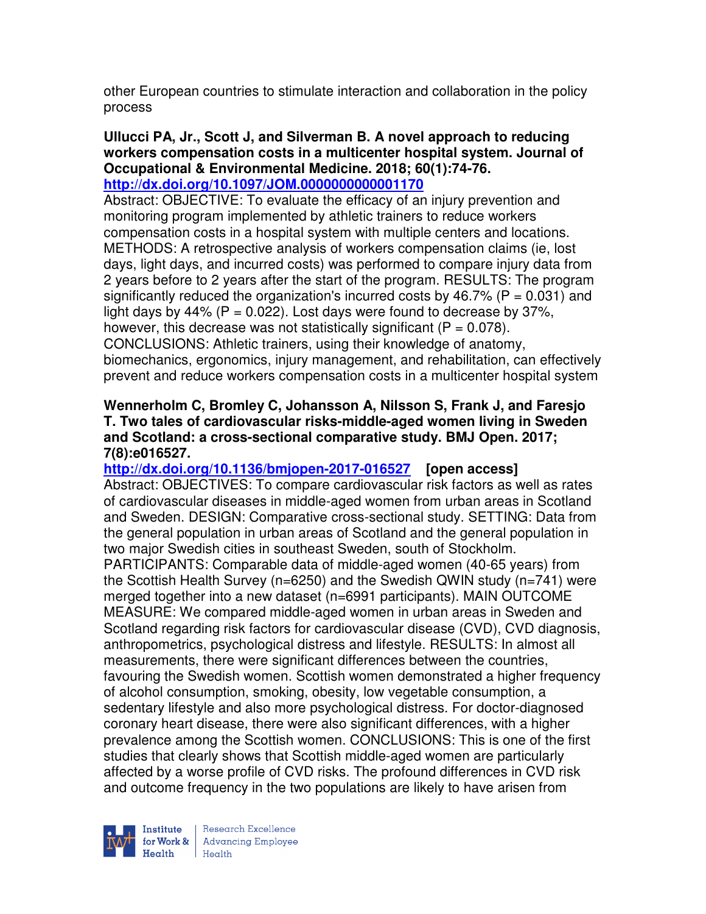other European countries to stimulate interaction and collaboration in the policy process

**Ullucci PA, Jr., Scott J, and Silverman B. A novel approach to reducing workers compensation costs in a multicenter hospital system. Journal of Occupational & Environmental Medicine. 2018; 60(1):74-76.**
**http://dx.doi.org/10.1097/JOM.0000000000001170**
Abstract: OBJECTIVE: To evaluate the efficacy of an injury prevention and monitoring program implemented by athletic trainers to reduce workers compensation costs in a hospital system with multiple centers and locations. METHODS: A retrospective analysis of workers compensation claims (ie, lost days, light days, and incurred costs) was performed to compare injury data from 2 years before to 2 years after the start of the program. RESULTS: The program significantly reduced the organization's incurred costs by 46.7% ($P = 0.031$) and light days by 44% ($P = 0.022$). Lost days were found to decrease by 37%, however, this decrease was not statistically significant ($P = 0.078$). CONCLUSIONS: Athletic trainers, using their knowledge of anatomy, biomechanics, ergonomics, injury management, and rehabilitation, can effectively prevent and reduce workers compensation costs in a multicenter hospital system

**Wennerholm C, Bromley C, Johansson A, Nilsson S, Frank J, and Faresjo T. Two tales of cardiovascular risks-middle-aged women living in Sweden and Scotland: a cross-sectional comparative study. BMJ Open. 2017; 7(8):e016527.**
**http://dx.doi.org/10.1136/bmjopen-2017-016527 [open access]**
Abstract: OBJECTIVES: To compare cardiovascular risk factors as well as rates of cardiovascular diseases in middle-aged women from urban areas in Scotland and Sweden. DESIGN: Comparative cross-sectional study. SETTING: Data from the general population in urban areas of Scotland and the general population in two major Swedish cities in southeast Sweden, south of Stockholm. PARTICIPANTS: Comparable data of middle-aged women (40-65 years) from the Scottish Health Survey (n=6250) and the Swedish QWIN study (n=741) were merged together into a new dataset (n=6991 participants). MAIN OUTCOME MEASURE: We compared middle-aged women in urban areas in Sweden and Scotland regarding risk factors for cardiovascular disease (CVD), CVD diagnosis, anthropometrics, psychological distress and lifestyle. RESULTS: In almost all measurements, there were significant differences between the countries, favouring the Swedish women. Scottish women demonstrated a higher frequency of alcohol consumption, smoking, obesity, low vegetable consumption, a sedentary lifestyle and also more psychological distress. For doctor-diagnosed coronary heart disease, there were also significant differences, with a higher prevalence among the Scottish women. CONCLUSIONS: This is one of the first studies that clearly shows that Scottish middle-aged women are particularly affected by a worse profile of CVD risks. The profound differences in CVD risk and outcome frequency in the two populations are likely to have arisen from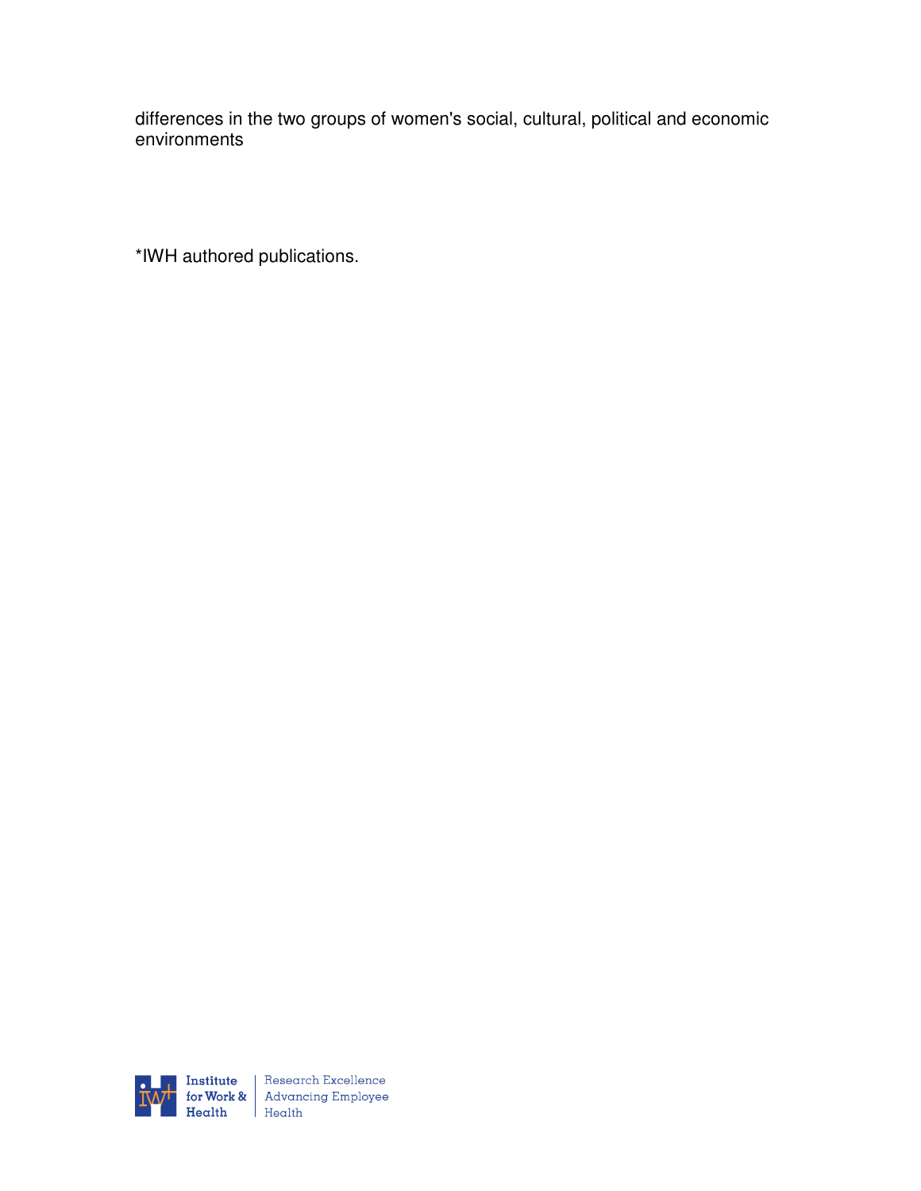differences in the two groups of women's social, cultural, political and economic environments

*IWH authored publications.